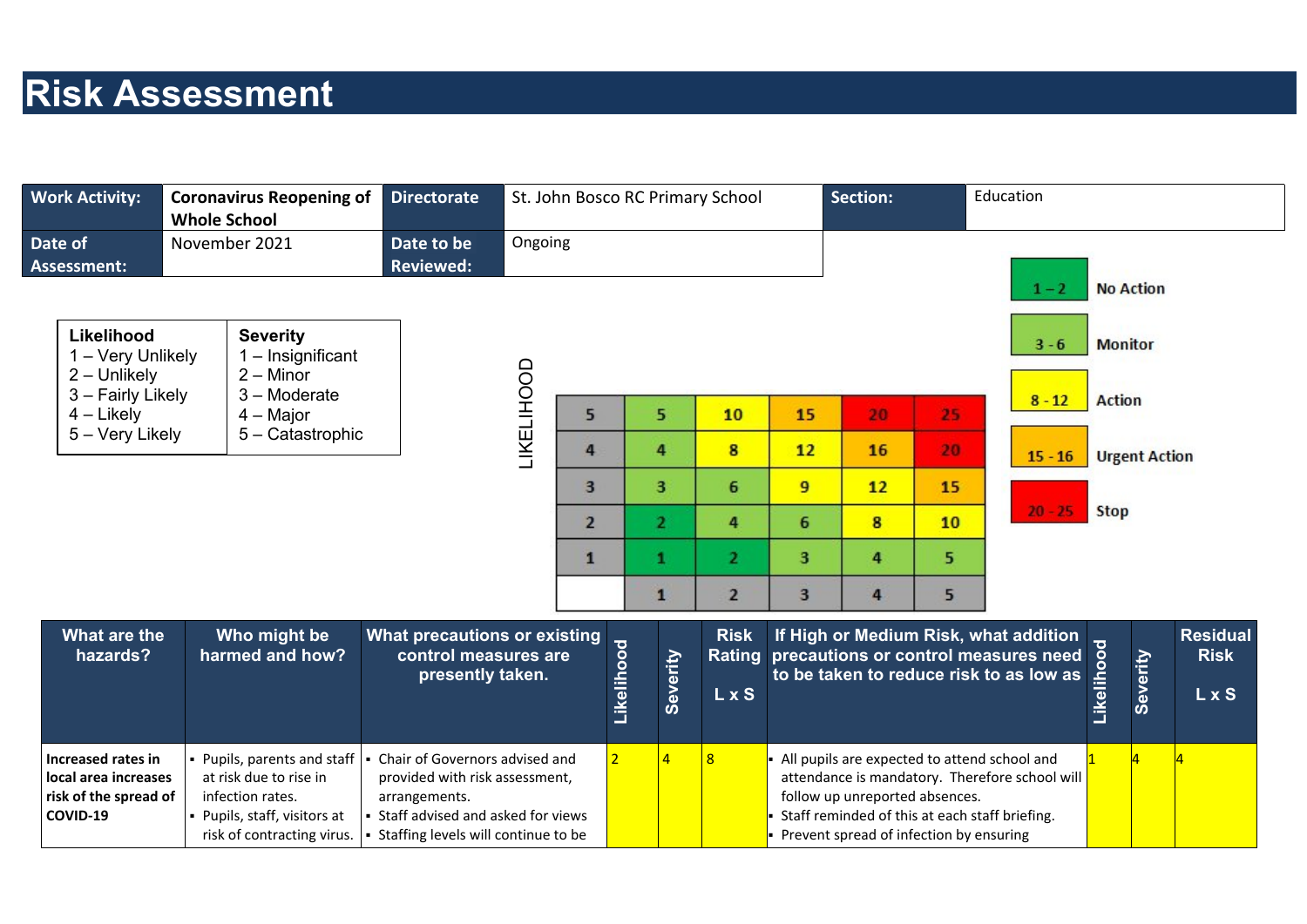# Risk Assessment

| Work Activity: | Coronavirus Reopening of Whole School | Directorate | St. John Bosco RC Primary School | Section: | Education |
|---|---|---|---|---|---|
| Date of Assessment: | November 2021 | Date to be Reviewed: | Ongoing | | |

| Likelihood | Severity |
|---|---|
| 1 – Very Unlikely | 1 – Insignificant |
| 2 – Unlikely | 2 – Minor |
| 3 – Fairly Likely | 3 – Moderate |
| 4 – Likely | 4 – Major |
| 5 – Very Likely | 5 – Catastrophic |

LIKELIHOOD

| | | | | | |
|---|---|---|---|---|---|
| 5 | 5 | 10 | 15 | 20 | 25 |
| 4 | 4 | 8 | 12 | 16 | 20 |
| 3 | 3 | 6 | 9 | 12 | 15 |
| 2 | 2 | 4 | 6 | 8 | 10 |
| 1 | 1 | 2 | 3 | 4 | 5 |
| | 1 | 2 | 3 | 4 | 5 |

| Rating | Action |
|---|---|
| 1 – 2 | No Action |
| 3 - 6 | Monitor |
| 8 - 12 | Action |
| 15 - 16 | Urgent Action |
| 20 - 25 | Stop |

| What are the hazards? | Who might be harmed and how? | What precautions or existing control measures are presently taken. | Likelihood | Severity | Risk Rating L x S | If High or Medium Risk, what addition precautions or control measures need to be taken to reduce risk to as low as | Likelihood | Severity | Residual Risk L x S |
|---|---|---|---|---|---|---|---|---|---|
| **Increased rates in local area increases risk of the spread of COVID-19** | ▪ Pupils, parents and staff at risk due to rise in infection rates.<br>▪ Pupils, staff, visitors at risk of contracting virus. | ▪ Chair of Governors advised and provided with risk assessment, arrangements.<br>▪ Staff advised and asked for views<br>▪ Staffing levels will continue to be | 2 | 4 | 8 | ▪ All pupils are expected to attend school and attendance is mandatory. Therefore school will follow up unreported absences.<br>▪ Staff reminded of this at each staff briefing.<br>▪ Prevent spread of infection by ensuring | 1 | 4 | 4 |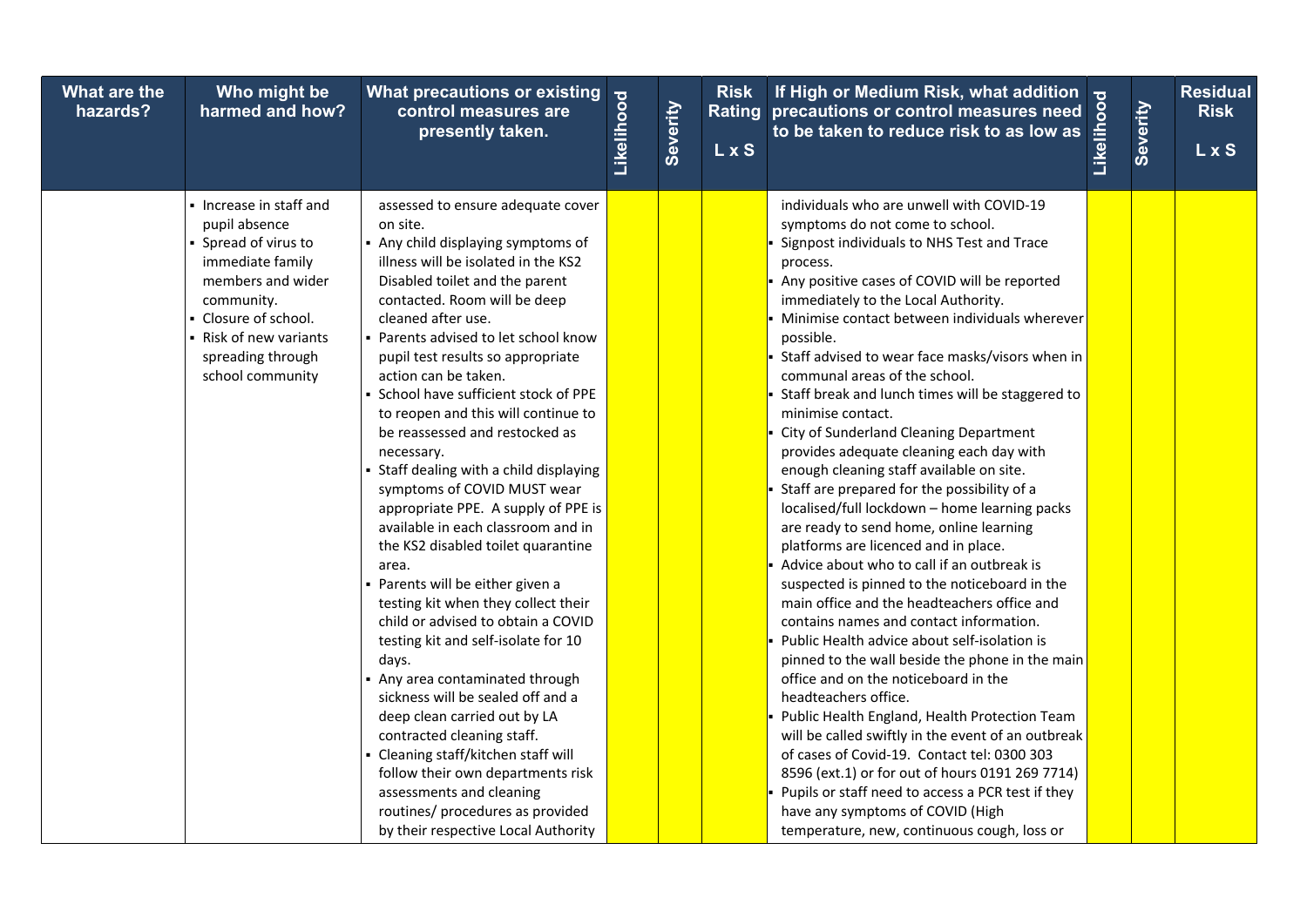| What are the hazards? | Who might be harmed and how? | What precautions or existing control measures are presently taken. | Likelihood | Severity | Risk Rating L x S | If High or Medium Risk, what addition precautions or control measures need to be taken to reduce risk to as low as | Likelihood | Severity | Residual Risk L x S |
|---|---|---|---|---|---|---|---|---|---|
| | ▪ Increase in staff and pupil absence<br>▪ Spread of virus to immediate family members and wider community.<br>▪ Closure of school.<br>▪ Risk of new variants spreading through school community | assessed to ensure adequate cover on site.<br>▪ Any child displaying symptoms of illness will be isolated in the KS2 Disabled toilet and the parent contacted. Room will be deep cleaned after use.<br>▪ Parents advised to let school know pupil test results so appropriate action can be taken.<br>▪ School have sufficient stock of PPE to reopen and this will continue to be reassessed and restocked as necessary.<br>▪ Staff dealing with a child displaying symptoms of COVID MUST wear appropriate PPE. A supply of PPE is available in each classroom and in the KS2 disabled toilet quarantine area.<br>▪ Parents will be either given a testing kit when they collect their child or advised to obtain a COVID testing kit and self-isolate for 10 days.<br>▪ Any area contaminated through sickness will be sealed off and a deep clean carried out by LA contracted cleaning staff.<br>▪ Cleaning staff/kitchen staff will follow their own departments risk assessments and cleaning routines/ procedures as provided by their respective Local Authority | | | | individuals who are unwell with COVID-19 symptoms do not come to school.<br>▪ Signpost individuals to NHS Test and Trace process.<br>▪ Any positive cases of COVID will be reported immediately to the Local Authority.<br>▪ Minimise contact between individuals wherever possible.<br>▪ Staff advised to wear face masks/visors when in communal areas of the school.<br>▪ Staff break and lunch times will be staggered to minimise contact.<br>▪ City of Sunderland Cleaning Department provides adequate cleaning each day with enough cleaning staff available on site.<br>▪ Staff are prepared for the possibility of a localised/full lockdown – home learning packs are ready to send home, online learning platforms are licenced and in place.<br>▪ Advice about who to call if an outbreak is suspected is pinned to the noticeboard in the main office and the headteachers office and contains names and contact information.<br>▪ Public Health advice about self-isolation is pinned to the wall beside the phone in the main office and on the noticeboard in the headteachers office.<br>▪ Public Health England, Health Protection Team will be called swiftly in the event of an outbreak of cases of Covid-19. Contact tel: 0300 303 8596 (ext.1) or for out of hours 0191 269 7714)<br>▪ Pupils or staff need to access a PCR test if they have any symptoms of COVID (High temperature, new, continuous cough, loss or | | | |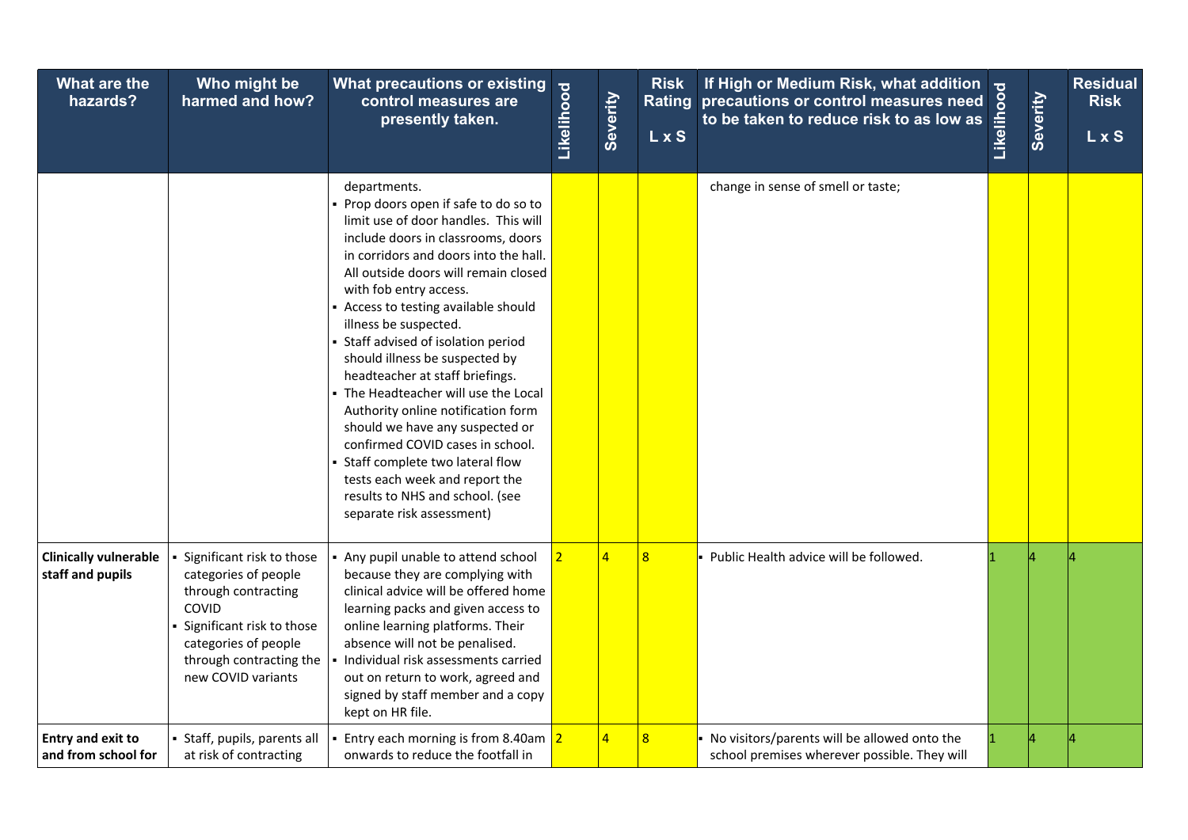| What are the hazards? | Who might be harmed and how? | What precautions or existing control measures are presently taken. | Likelihood | Severity | Risk Rating L x S | If High or Medium Risk, what addition precautions or control measures need to be taken to reduce risk to as low as | Likelihood | Severity | Residual Risk L x S |
|---|---|---|---|---|---|---|---|---|---|
| | | departments.<br>▪ Prop doors open if safe to do so to limit use of door handles. This will include doors in classrooms, doors in corridors and doors into the hall. All outside doors will remain closed with fob entry access.<br>▪ Access to testing available should illness be suspected.<br>▪ Staff advised of isolation period should illness be suspected by headteacher at staff briefings.<br>▪ The Headteacher will use the Local Authority online notification form should we have any suspected or confirmed COVID cases in school.<br>▪ Staff complete two lateral flow tests each week and report the results to NHS and school. (see separate risk assessment) | | | | change in sense of smell or taste; | | | |
| **Clinically vulnerable staff and pupils** | ▪ Significant risk to those categories of people through contracting COVID<br>▪ Significant risk to those categories of people through contracting the new COVID variants | ▪ Any pupil unable to attend school because they are complying with clinical advice will be offered home learning packs and given access to online learning platforms. Their absence will not be penalised.<br>▪ Individual risk assessments carried out on return to work, agreed and signed by staff member and a copy kept on HR file. | 2 | 4 | 8 | ▪ Public Health advice will be followed. | 1 | 4 | 4 |
| **Entry and exit to and from school for** | ▪ Staff, pupils, parents all at risk of contracting | ▪ Entry each morning is from 8.40am onwards to reduce the footfall in | 2 | 4 | 8 | ▪ No visitors/parents will be allowed onto the school premises wherever possible. They will | 1 | 4 | 4 |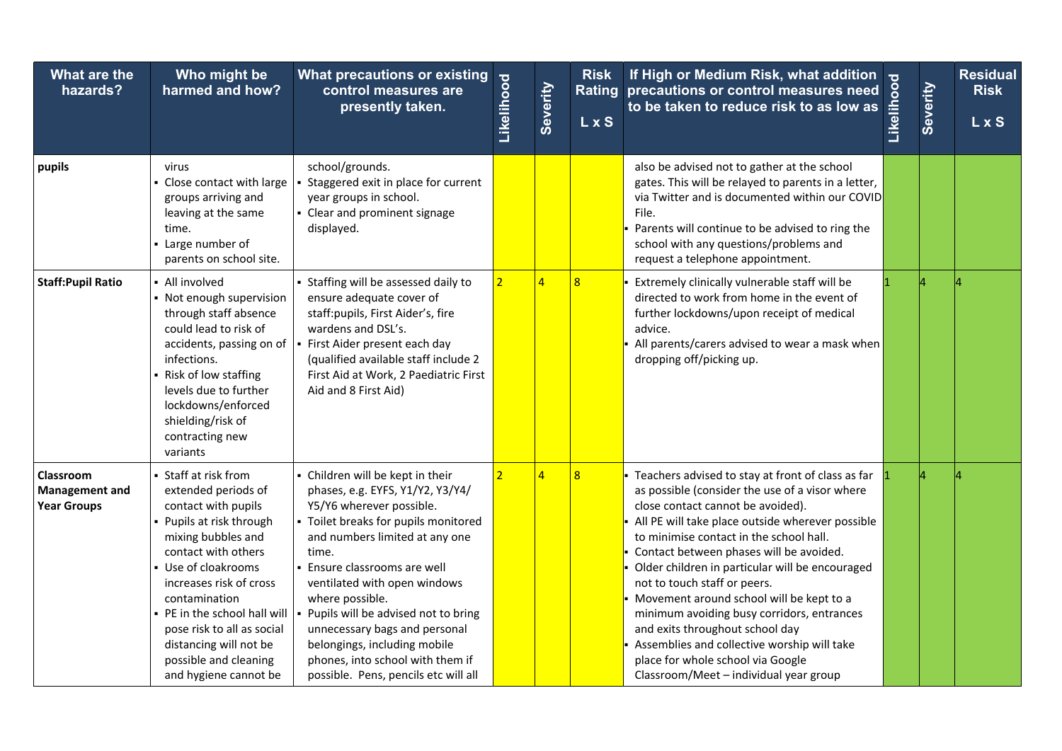| What are the hazards? | Who might be harmed and how? | What precautions or existing control measures are presently taken. | Likelihood | Severity | Risk Rating L x S | If High or Medium Risk, what addition precautions or control measures need to be taken to reduce risk to as low as | Likelihood | Severity | Residual Risk L x S |
|---|---|---|---|---|---|---|---|---|---|
| **pupils** | virus<br>▪ Close contact with large groups arriving and leaving at the same time.<br>▪ Large number of parents on school site. | school/grounds.<br>▪ Staggered exit in place for current year groups in school.<br>▪ Clear and prominent signage displayed. | | | | also be advised not to gather at the school gates. This will be relayed to parents in a letter, via Twitter and is documented within our COVID File.<br>▪ Parents will continue to be advised to ring the school with any questions/problems and request a telephone appointment. | | | |
| **Staff:Pupil Ratio** | ▪ All involved<br>▪ Not enough supervision through staff absence could lead to risk of accidents, passing on of infections.<br>▪ Risk of low staffing levels due to further lockdowns/enforced shielding/risk of contracting new variants | ▪ Staffing will be assessed daily to ensure adequate cover of staff:pupils, First Aider's, fire wardens and DSL's.<br>▪ First Aider present each day (qualified available staff include 2 First Aid at Work, 2 Paediatric First Aid and 8 First Aid) | 2 | 4 | 8 | ▪ Extremely clinically vulnerable staff will be directed to work from home in the event of further lockdowns/upon receipt of medical advice.<br>▪ All parents/carers advised to wear a mask when dropping off/picking up. | 1 | 4 | 4 |
| **Classroom Management and Year Groups** | ▪ Staff at risk from extended periods of contact with pupils<br>▪ Pupils at risk through mixing bubbles and contact with others<br>▪ Use of cloakrooms increases risk of cross contamination<br>▪ PE in the school hall will pose risk to all as social distancing will not be possible and cleaning and hygiene cannot be | ▪ Children will be kept in their phases, e.g. EYFS, Y1/Y2, Y3/Y4/ Y5/Y6 wherever possible.<br>▪ Toilet breaks for pupils monitored and numbers limited at any one time.<br>▪ Ensure classrooms are well ventilated with open windows where possible.<br>▪ Pupils will be advised not to bring unnecessary bags and personal belongings, including mobile phones, into school with them if possible. Pens, pencils etc will all | 2 | 4 | 8 | ▪ Teachers advised to stay at front of class as far as possible (consider the use of a visor where close contact cannot be avoided).<br>▪ All PE will take place outside wherever possible to minimise contact in the school hall.<br>▪ Contact between phases will be avoided.<br>▪ Older children in particular will be encouraged not to touch staff or peers.<br>▪ Movement around school will be kept to a minimum avoiding busy corridors, entrances and exits throughout school day<br>▪ Assemblies and collective worship will take place for whole school via Google Classroom/Meet – individual year group | 1 | 4 | 4 |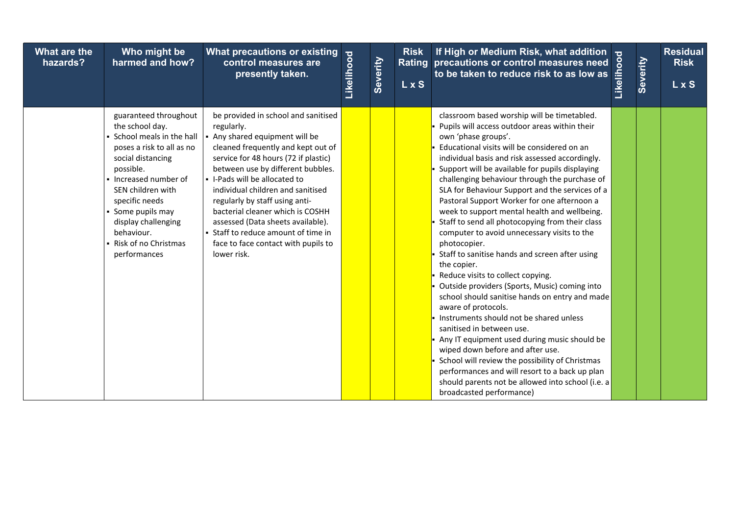| What are the hazards? | Who might be harmed and how? | What precautions or existing control measures are presently taken. | Likelihood | Severity | Risk Rating L x S | If High or Medium Risk, what addition precautions or control measures need to be taken to reduce risk to as low as | Likelihood | Severity | Residual Risk L x S |
|---|---|---|---|---|---|---|---|---|---|
| | guaranteed throughout the school day.<br>▪ School meals in the hall poses a risk to all as no social distancing possible.<br>▪ Increased number of SEN children with specific needs<br>▪ Some pupils may display challenging behaviour.<br>▪ Risk of no Christmas performances | be provided in school and sanitised regularly.<br>▪ Any shared equipment will be cleaned frequently and kept out of service for 48 hours (72 if plastic) between use by different bubbles.<br>▪ I-Pads will be allocated to individual children and sanitised regularly by staff using anti-bacterial cleaner which is COSHH assessed (Data sheets available).<br>▪ Staff to reduce amount of time in face to face contact with pupils to lower risk. | | | | classroom based worship will be timetabled.<br>▪ Pupils will access outdoor areas within their own 'phase groups'.<br>▪ Educational visits will be considered on an individual basis and risk assessed accordingly.<br>▪ Support will be available for pupils displaying challenging behaviour through the purchase of SLA for Behaviour Support and the services of a Pastoral Support Worker for one afternoon a week to support mental health and wellbeing.<br>▪ Staff to send all photocopying from their class computer to avoid unnecessary visits to the photocopier.<br>▪ Staff to sanitise hands and screen after using the copier.<br>▪ Reduce visits to collect copying.<br>▪ Outside providers (Sports, Music) coming into school should sanitise hands on entry and made aware of protocols.<br>▪ Instruments should not be shared unless sanitised in between use.<br>▪ Any IT equipment used during music should be wiped down before and after use.<br>▪ School will review the possibility of Christmas performances and will resort to a back up plan should parents not be allowed into school (i.e. a broadcasted performance) | | | |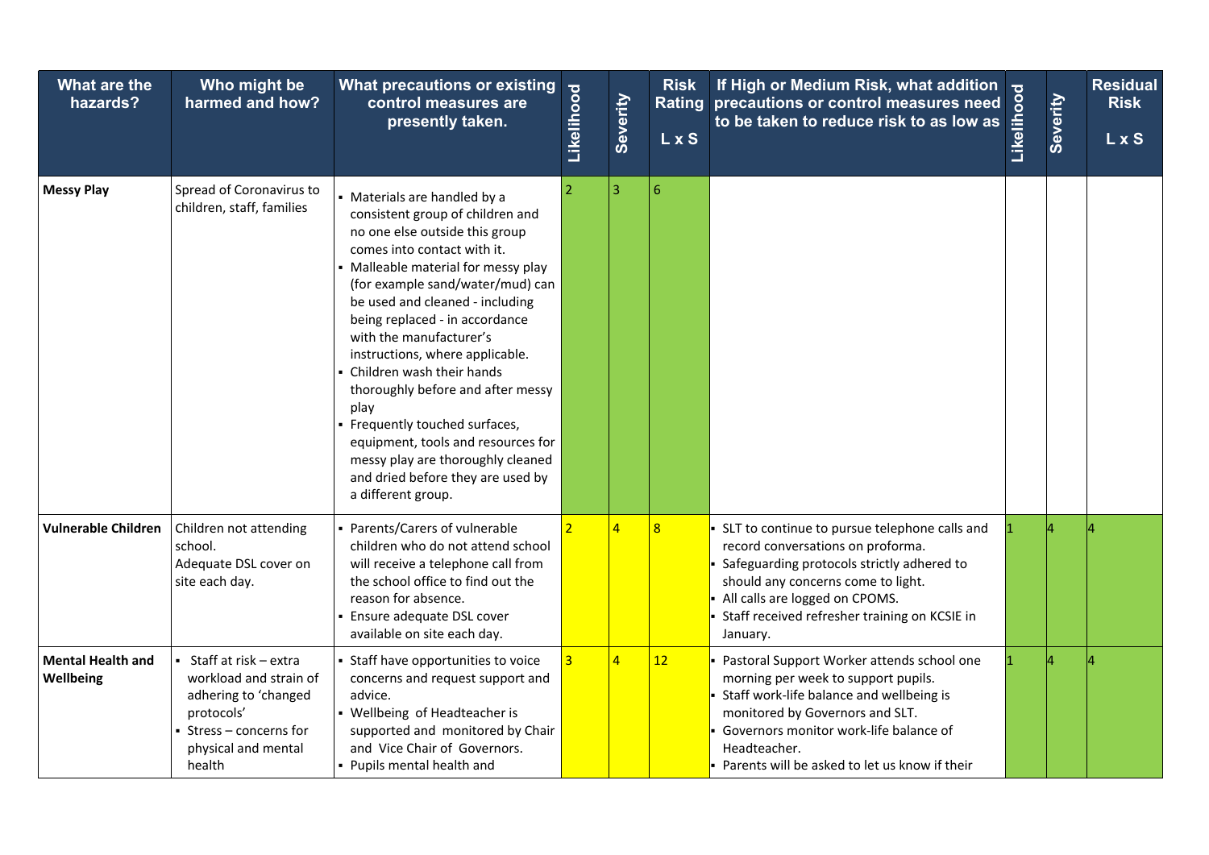| What are the hazards? | Who might be harmed and how? | What precautions or existing control measures are presently taken. | Likelihood | Severity | Risk Rating L x S | If High or Medium Risk, what addition precautions or control measures need to be taken to reduce risk to as low as | Likelihood | Severity | Residual Risk L x S |
|---|---|---|---|---|---|---|---|---|---|
| **Messy Play** | Spread of Coronavirus to children, staff, families | ▪ Materials are handled by a consistent group of children and no one else outside this group comes into contact with it.<br>▪ Malleable material for messy play (for example sand/water/mud) can be used and cleaned - including being replaced - in accordance with the manufacturer's instructions, where applicable.<br>▪ Children wash their hands thoroughly before and after messy play<br>▪ Frequently touched surfaces, equipment, tools and resources for messy play are thoroughly cleaned and dried before they are used by a different group. | 2 | 3 | 6 | | | | |
| **Vulnerable Children** | Children not attending school.<br>Adequate DSL cover on site each day. | ▪ Parents/Carers of vulnerable children who do not attend school will receive a telephone call from the school office to find out the reason for absence.<br>▪ Ensure adequate DSL cover available on site each day. | 2 | 4 | 8 | ▪ SLT to continue to pursue telephone calls and record conversations on proforma.<br>▪ Safeguarding protocols strictly adhered to should any concerns come to light.<br>▪ All calls are logged on CPOMS.<br>▪ Staff received refresher training on KCSIE in January. | 1 | 4 | 4 |
| **Mental Health and Wellbeing** | ▪ Staff at risk – extra workload and strain of adhering to 'changed protocols'<br>▪ Stress – concerns for physical and mental health | ▪ Staff have opportunities to voice concerns and request support and advice.<br>▪ Wellbeing of Headteacher is supported and monitored by Chair and Vice Chair of Governors.<br>▪ Pupils mental health and | 3 | 4 | 12 | ▪ Pastoral Support Worker attends school one morning per week to support pupils.<br>▪ Staff work-life balance and wellbeing is monitored by Governors and SLT.<br>▪ Governors monitor work-life balance of Headteacher.<br>▪ Parents will be asked to let us know if their | 1 | 4 | 4 |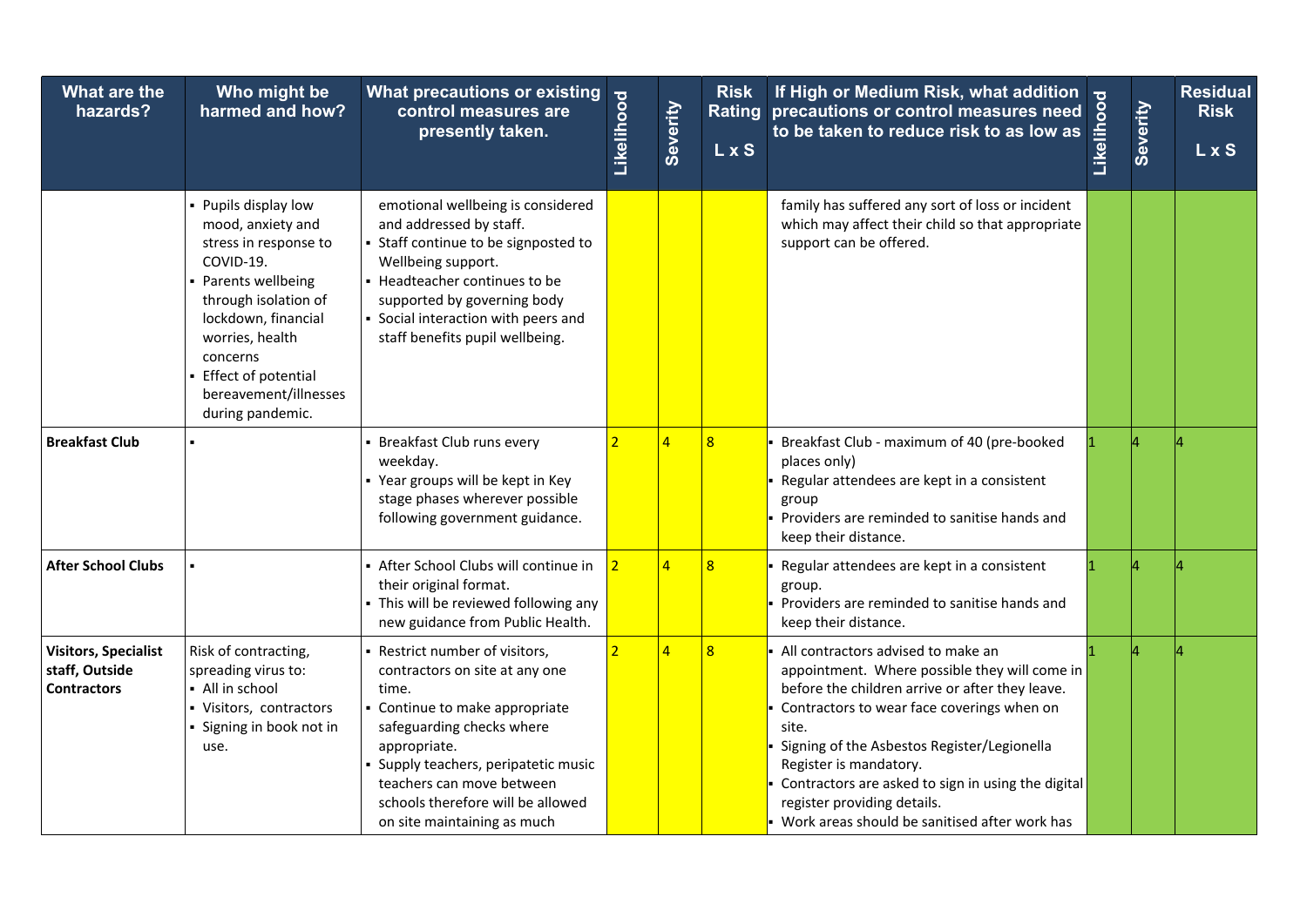| What are the hazards? | Who might be harmed and how? | What precautions or existing control measures are presently taken. | Likelihood | Severity | Risk Rating L x S | If High or Medium Risk, what addition precautions or control measures need to be taken to reduce risk to as low as | Likelihood | Severity | Residual Risk L x S |
|---|---|---|---|---|---|---|---|---|---|
| | ▪ Pupils display low mood, anxiety and stress in response to COVID-19.<br>▪ Parents wellbeing through isolation of lockdown, financial worries, health concerns<br>▪ Effect of potential bereavement/illnesses during pandemic. | emotional wellbeing is considered and addressed by staff.<br>▪ Staff continue to be signposted to Wellbeing support.<br>▪ Headteacher continues to be supported by governing body<br>▪ Social interaction with peers and staff benefits pupil wellbeing. | | | | family has suffered any sort of loss or incident which may affect their child so that appropriate support can be offered. | | | |
| **Breakfast Club** | ▪ | ▪ Breakfast Club runs every weekday.<br>▪ Year groups will be kept in Key stage phases wherever possible following government guidance. | 2 | 4 | 8 | ▪ Breakfast Club - maximum of 40 (pre-booked places only)<br>▪ Regular attendees are kept in a consistent group<br>▪ Providers are reminded to sanitise hands and keep their distance. | 1 | 4 | 4 |
| **After School Clubs** | ▪ | ▪ After School Clubs will continue in their original format.<br>▪ This will be reviewed following any new guidance from Public Health. | 2 | 4 | 8 | ▪ Regular attendees are kept in a consistent group.<br>▪ Providers are reminded to sanitise hands and keep their distance. | 1 | 4 | 4 |
| **Visitors, Specialist staff, Outside Contractors** | Risk of contracting, spreading virus to:<br>▪ All in school<br>▪ Visitors, contractors<br>▪ Signing in book not in use. | ▪ Restrict number of visitors, contractors on site at any one time.<br>▪ Continue to make appropriate safeguarding checks where appropriate.<br>▪ Supply teachers, peripatetic music teachers can move between schools therefore will be allowed on site maintaining as much | 2 | 4 | 8 | ▪ All contractors advised to make an appointment. Where possible they will come in before the children arrive or after they leave.<br>▪ Contractors to wear face coverings when on site.<br>▪ Signing of the Asbestos Register/Legionella Register is mandatory.<br>▪ Contractors are asked to sign in using the digital register providing details.<br>▪ Work areas should be sanitised after work has | 1 | 4 | 4 |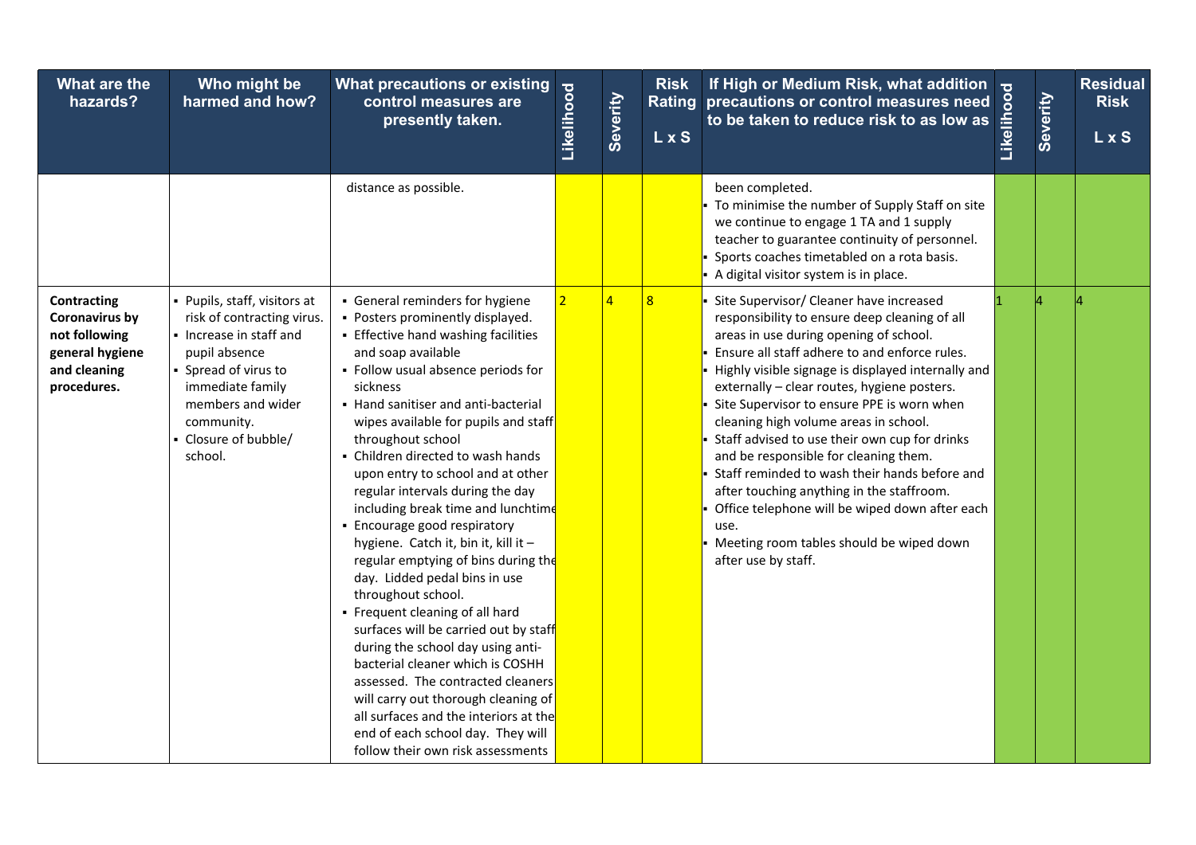| What are the hazards? | Who might be harmed and how? | What precautions or existing control measures are presently taken. | Likelihood | Severity | Risk Rating L x S | If High or Medium Risk, what addition precautions or control measures need to be taken to reduce risk to as low as | Likelihood | Severity | Residual Risk L x S |
|---|---|---|---|---|---|---|---|---|---|
| | | distance as possible. | | | | been completed.<br>▪ To minimise the number of Supply Staff on site we continue to engage 1 TA and 1 supply teacher to guarantee continuity of personnel.<br>▪ Sports coaches timetabled on a rota basis.<br>▪ A digital visitor system is in place. | | | |
| **Contracting Coronavirus by not following general hygiene and cleaning procedures.** | ▪ Pupils, staff, visitors at risk of contracting virus.<br>▪ Increase in staff and pupil absence<br>▪ Spread of virus to immediate family members and wider community.<br>▪ Closure of bubble/ school. | ▪ General reminders for hygiene<br>▪ Posters prominently displayed.<br>▪ Effective hand washing facilities and soap available<br>▪ Follow usual absence periods for sickness<br>▪ Hand sanitiser and anti-bacterial wipes available for pupils and staff throughout school<br>▪ Children directed to wash hands upon entry to school and at other regular intervals during the day including break time and lunchtime<br>▪ Encourage good respiratory hygiene. Catch it, bin it, kill it – regular emptying of bins during the day. Lidded pedal bins in use throughout school.<br>▪ Frequent cleaning of all hard surfaces will be carried out by staff during the school day using anti-bacterial cleaner which is COSHH assessed. The contracted cleaners will carry out thorough cleaning of all surfaces and the interiors at the end of each school day. They will follow their own risk assessments | 2 | 4 | 8 | ▪ Site Supervisor/ Cleaner have increased responsibility to ensure deep cleaning of all areas in use during opening of school.<br>▪ Ensure all staff adhere to and enforce rules.<br>▪ Highly visible signage is displayed internally and externally – clear routes, hygiene posters.<br>▪ Site Supervisor to ensure PPE is worn when cleaning high volume areas in school.<br>▪ Staff advised to use their own cup for drinks and be responsible for cleaning them.<br>▪ Staff reminded to wash their hands before and after touching anything in the staffroom.<br>▪ Office telephone will be wiped down after each use.<br>▪ Meeting room tables should be wiped down after use by staff. | 1 | 4 | 4 |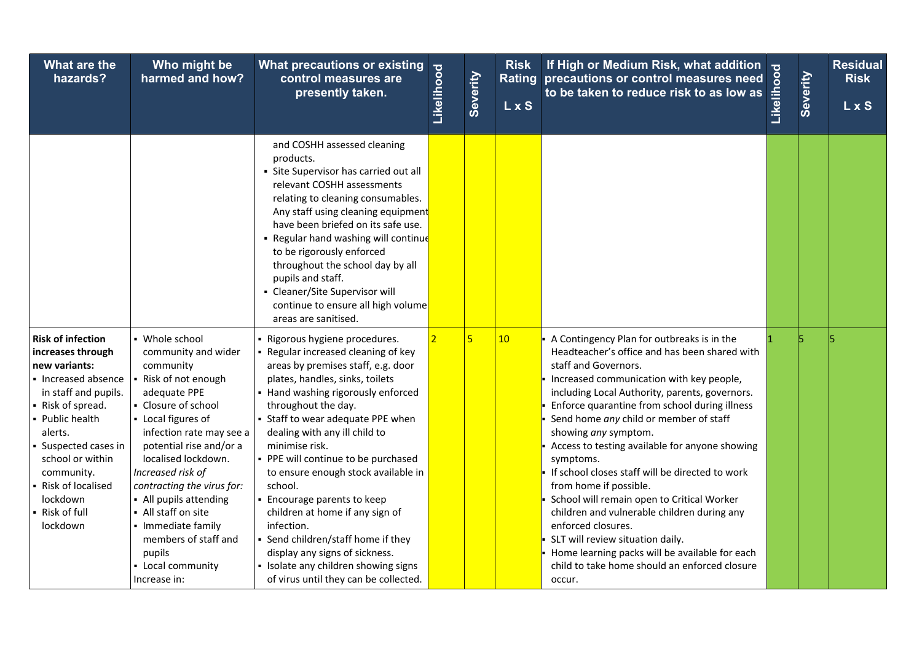| What are the hazards? | Who might be harmed and how? | What precautions or existing control measures are presently taken. | Likelihood | Severity | Risk Rating L x S | If High or Medium Risk, what addition precautions or control measures need to be taken to reduce risk to as low as | Likelihood | Severity | Residual Risk L x S |
|---|---|---|---|---|---|---|---|---|---|
| | | and COSHH assessed cleaning products.<br>▪ Site Supervisor has carried out all relevant COSHH assessments relating to cleaning consumables. Any staff using cleaning equipment have been briefed on its safe use.<br>▪ Regular hand washing will continue to be rigorously enforced throughout the school day by all pupils and staff.<br>▪ Cleaner/Site Supervisor will continue to ensure all high volume areas are sanitised. | | | | | | | |
| **Risk of infection increases through new variants:**<br>▪ Increased absence in staff and pupils.<br>▪ Risk of spread.<br>▪ Public health alerts.<br>▪ Suspected cases in school or within community.<br>▪ Risk of localised lockdown<br>▪ Risk of full lockdown | ▪ Whole school community and wider community<br>▪ Risk of not enough adequate PPE<br>▪ Closure of school<br>▪ Local figures of infection rate may see a potential rise and/or a localised lockdown.<br>*Increased risk of contracting the virus for:*<br>▪ All pupils attending<br>▪ All staff on site<br>▪ Immediate family members of staff and pupils<br>▪ Local community<br>Increase in: | ▪ Rigorous hygiene procedures.<br>▪ Regular increased cleaning of key areas by premises staff, e.g. door plates, handles, sinks, toilets<br>▪ Hand washing rigorously enforced throughout the day.<br>▪ Staff to wear adequate PPE when dealing with any ill child to minimise risk.<br>▪ PPE will continue to be purchased to ensure enough stock available in school.<br>▪ Encourage parents to keep children at home if any sign of infection.<br>▪ Send children/staff home if they display any signs of sickness.<br>▪ Isolate any children showing signs of virus until they can be collected. | 2 | 5 | 10 | ▪ A Contingency Plan for outbreaks is in the Headteacher's office and has been shared with staff and Governors.<br>▪ Increased communication with key people, including Local Authority, parents, governors.<br>▪ Enforce quarantine from school during illness<br>▪ Send home *any* child or member of staff showing *any* symptom.<br>▪ Access to testing available for anyone showing symptoms.<br>▪ If school closes staff will be directed to work from home if possible.<br>▪ School will remain open to Critical Worker children and vulnerable children during any enforced closures.<br>▪ SLT will review situation daily.<br>▪ Home learning packs will be available for each child to take home should an enforced closure occur. | 1 | 5 | 5 |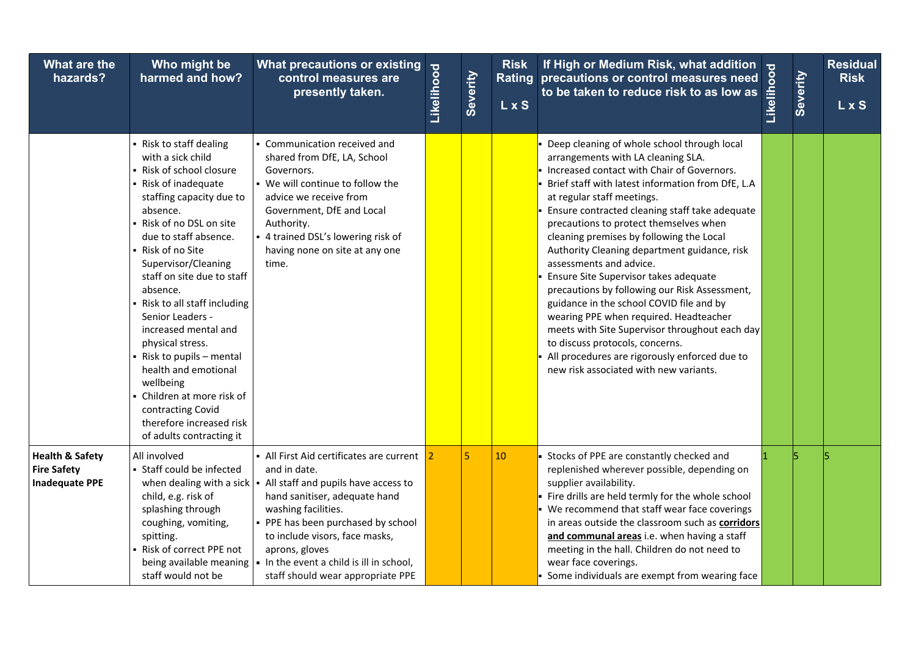| What are the hazards? | Who might be harmed and how? | What precautions or existing control measures are presently taken. | Likelihood | Severity | Risk Rating L x S | If High or Medium Risk, what addition precautions or control measures need to be taken to reduce risk to as low as | Likelihood | Severity | Residual Risk L x S |
|---|---|---|---|---|---|---|---|---|---|
| | ▪ Risk to staff dealing with a sick child<br>▪ Risk of school closure<br>▪ Risk of inadequate staffing capacity due to absence.<br>▪ Risk of no DSL on site due to staff absence.<br>▪ Risk of no Site Supervisor/Cleaning staff on site due to staff absence.<br>▪ Risk to all staff including Senior Leaders - increased mental and physical stress.<br>▪ Risk to pupils – mental health and emotional wellbeing<br>▪ Children at more risk of contracting Covid therefore increased risk of adults contracting it | ▪ Communication received and shared from DfE, LA, School Governors.<br>▪ We will continue to follow the advice we receive from Government, DfE and Local Authority.<br>▪ 4 trained DSL's lowering risk of having none on site at any one time. | | | | ▪ Deep cleaning of whole school through local arrangements with LA cleaning SLA.<br>▪ Increased contact with Chair of Governors.<br>▪ Brief staff with latest information from DfE, L.A at regular staff meetings.<br>▪ Ensure contracted cleaning staff take adequate precautions to protect themselves when cleaning premises by following the Local Authority Cleaning department guidance, risk assessments and advice.<br>▪ Ensure Site Supervisor takes adequate precautions by following our Risk Assessment, guidance in the school COVID file and by wearing PPE when required. Headteacher meets with Site Supervisor throughout each day to discuss protocols, concerns.<br>▪ All procedures are rigorously enforced due to new risk associated with new variants. | | | |
| **Health & Safety**<br>**Fire Safety**<br>**Inadequate PPE** | All involved<br>▪ Staff could be infected when dealing with a sick child, e.g. risk of splashing through coughing, vomiting, spitting.<br>▪ Risk of correct PPE not being available meaning staff would not be | ▪ All First Aid certificates are current and in date.<br>▪ All staff and pupils have access to hand sanitiser, adequate hand washing facilities.<br>▪ PPE has been purchased by school to include visors, face masks, aprons, gloves<br>▪ In the event a child is ill in school, staff should wear appropriate PPE | 2 | 5 | 10 | ▪ Stocks of PPE are constantly checked and replenished wherever possible, depending on supplier availability.<br>▪ Fire drills are held termly for the whole school<br>▪ We recommend that staff wear face coverings in areas outside the classroom such as **<u>corridors and communal areas</u>** i.e. when having a staff meeting in the hall. Children do not need to wear face coverings.<br>▪ Some individuals are exempt from wearing face | 1 | 5 | 5 |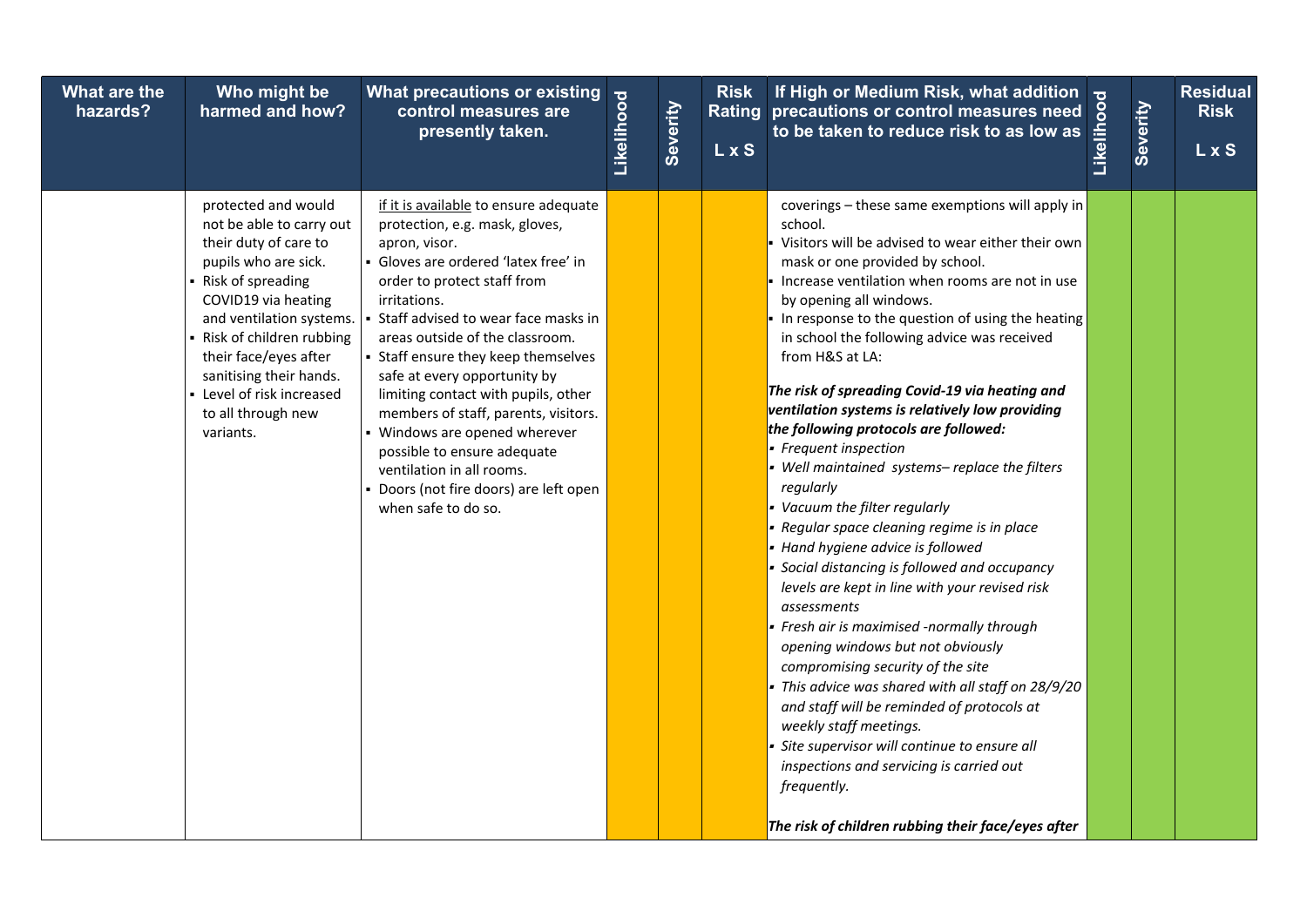| What are the hazards? | Who might be harmed and how? | What precautions or existing control measures are presently taken. | Likelihood | Severity | Risk Rating L x S | If High or Medium Risk, what addition precautions or control measures need to be taken to reduce risk to as low as | Likelihood | Severity | Residual Risk L x S |
|---|---|---|---|---|---|---|---|---|---|
| | protected and would not be able to carry out their duty of care to pupils who are sick.<br>▪ Risk of spreading COVID19 via heating and ventilation systems.<br>▪ Risk of children rubbing their face/eyes after sanitising their hands.<br>▪ Level of risk increased to all through new variants. | if it is available to ensure adequate protection, e.g. mask, gloves, apron, visor.<br>▪ Gloves are ordered 'latex free' in order to protect staff from irritations.<br>▪ Staff advised to wear face masks in areas outside of the classroom.<br>▪ Staff ensure they keep themselves safe at every opportunity by limiting contact with pupils, other members of staff, parents, visitors.<br>▪ Windows are opened wherever possible to ensure adequate ventilation in all rooms.<br>▪ Doors (not fire doors) are left open when safe to do so. | | | | coverings – these same exemptions will apply in school.<br>▪ Visitors will be advised to wear either their own mask or one provided by school.<br>▪ Increase ventilation when rooms are not in use by opening all windows.<br>▪ In response to the question of using the heating in school the following advice was received from H&S at LA:<br><br>***The risk of spreading Covid-19 via heating and ventilation systems is relatively low providing the following protocols are followed:***<br>▪ *Frequent inspection*<br>▪ *Well maintained systems– replace the filters regularly*<br>▪ *Vacuum the filter regularly*<br>▪ *Regular space cleaning regime is in place*<br>▪ *Hand hygiene advice is followed*<br>▪ *Social distancing is followed and occupancy levels are kept in line with your revised risk assessments*<br>▪ *Fresh air is maximised -normally through opening windows but not obviously compromising security of the site*<br>▪ *This advice was shared with all staff on 28/9/20 and staff will be reminded of protocols at weekly staff meetings.*<br>▪ *Site supervisor will continue to ensure all inspections and servicing is carried out frequently.*<br><br>***The risk of children rubbing their face/eyes after*** | | | |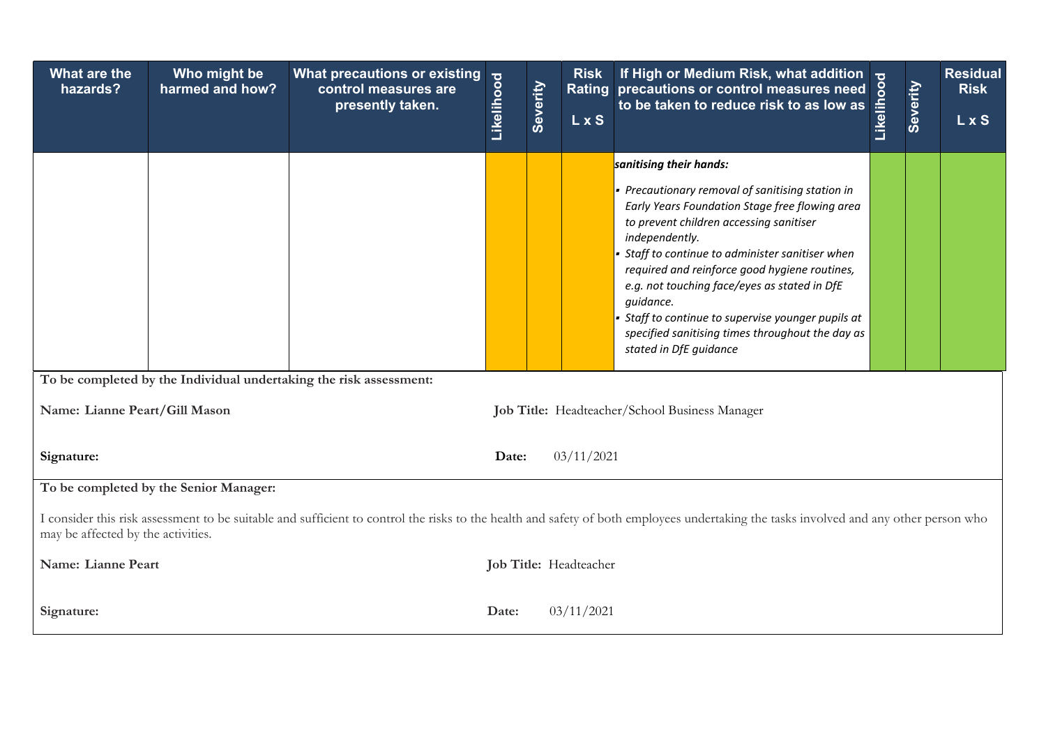| What are the hazards? | Who might be harmed and how? | What precautions or existing control measures are presently taken. | Likelihood | Severity | Risk Rating L x S | If High or Medium Risk, what addition precautions or control measures need to be taken to reduce risk to as low as | Likelihood | Severity | Residual Risk L x S |
|---|---|---|---|---|---|---|---|---|---|
| | | | | | | ***sanitising their hands:*** <br>▪ *Precautionary removal of sanitising station in Early Years Foundation Stage free flowing area to prevent children accessing sanitiser independently.* <br>▪ *Staff to continue to administer sanitiser when required and reinforce good hygiene routines, e.g. not touching face/eyes as stated in DfE guidance.* <br>▪ *Staff to continue to supervise younger pupils at specified sanitising times throughout the day as stated in DfE guidance* | | | |

**To be completed by the Individual undertaking the risk assessment:**

**Name: Lianne Peart/Gill Mason** **Job Title:** Headteacher/School Business Manager

**Signature:** **Date:** 03/11/2021

**To be completed by the Senior Manager:**

I consider this risk assessment to be suitable and sufficient to control the risks to the health and safety of both employees undertaking the tasks involved and any other person who may be affected by the activities.

**Name: Lianne Peart** **Job Title:** Headteacher

**Signature:** **Date:** 03/11/2021